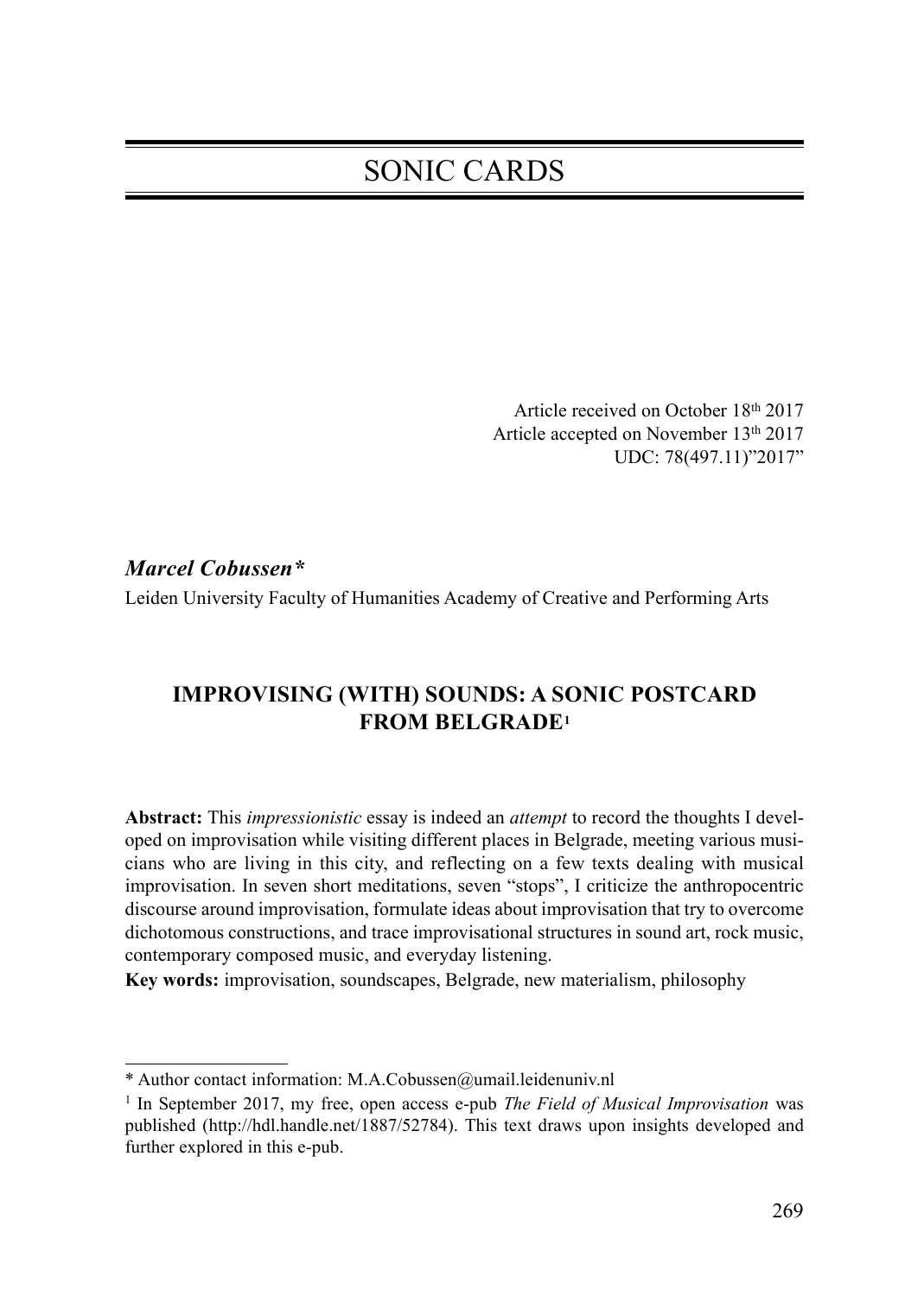# SONIC CARDS

Article received on October 18th 2017
Article accepted on November 13th 2017
UDC: 78(497.11)"2017"

***Marcel Cobussen****

Leiden University Faculty of Humanities Academy of Creative and Performing Arts

## IMPROVISING (WITH) SOUNDS: A SONIC POSTCARD FROM BELGRADE[1]

**Abstract:** This *impressionistic* essay is indeed an *attempt* to record the thoughts I developed on improvisation while visiting different places in Belgrade, meeting various musicians who are living in this city, and reflecting on a few texts dealing with musical improvisation. In seven short meditations, seven "stops", I criticize the anthropocentric discourse around improvisation, formulate ideas about improvisation that try to overcome dichotomous constructions, and trace improvisational structures in sound art, rock music, contemporary composed music, and everyday listening.

**Key words:** improvisation, soundscapes, Belgrade, new materialism, philosophy

---

* Author contact information: M.A.Cobussen@umail.leidenuniv.nl

[1] In September 2017, my free, open access e-pub *The Field of Musical Improvisation* was published (http://hdl.handle.net/1887/52784). This text draws upon insights developed and further explored in this e-pub.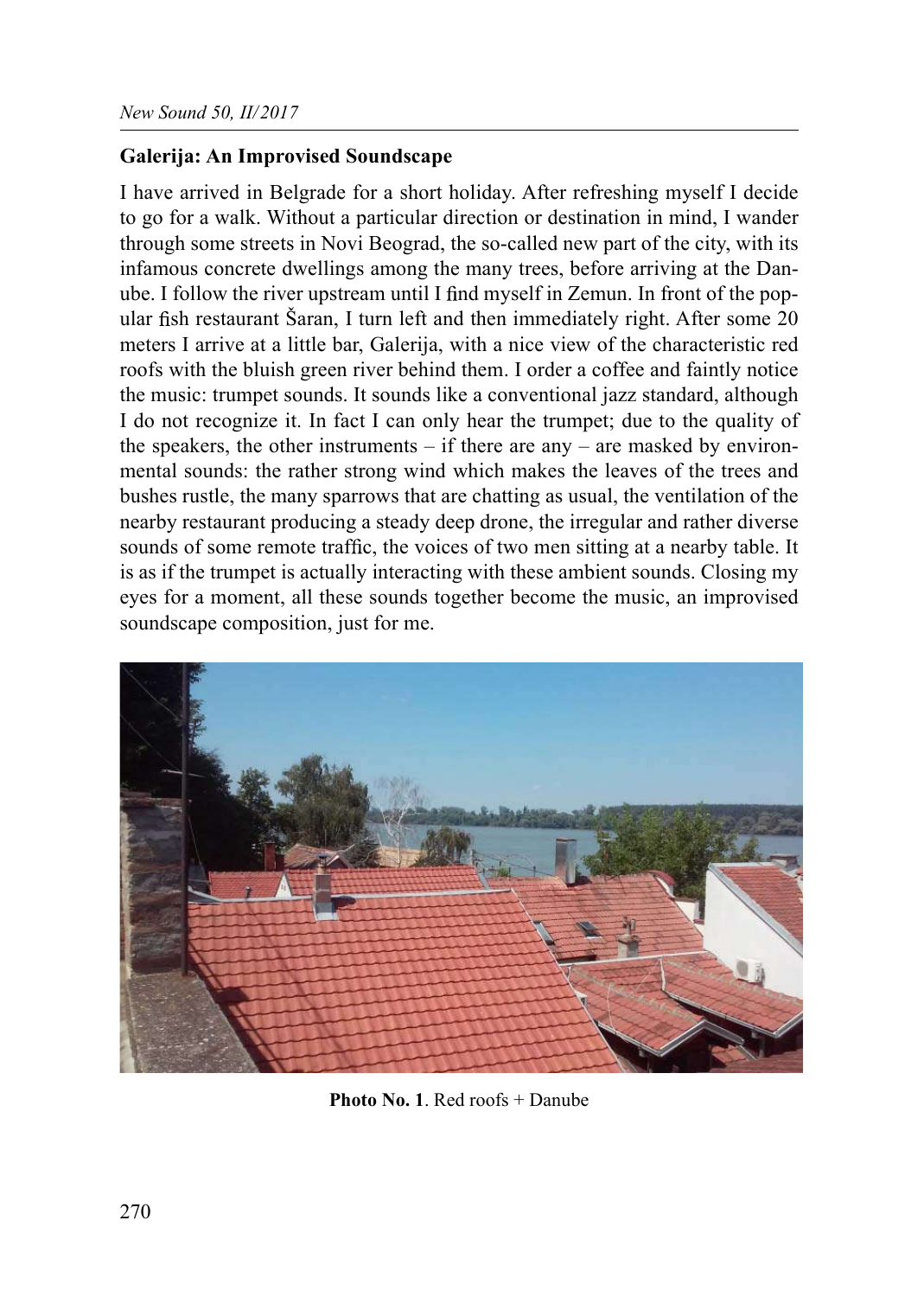**Galerija: An Improvised Soundscape**

I have arrived in Belgrade for a short holiday. After refreshing myself I decide to go for a walk. Without a particular direction or destination in mind, I wander through some streets in Novi Beograd, the so-called new part of the city, with its infamous concrete dwellings among the many trees, before arriving at the Danube. I follow the river upstream until I find myself in Zemun. In front of the popular fish restaurant Šaran, I turn left and then immediately right. After some 20 meters I arrive at a little bar, Galerija, with a nice view of the characteristic red roofs with the bluish green river behind them. I order a coffee and faintly notice the music: trumpet sounds. It sounds like a conventional jazz standard, although I do not recognize it. In fact I can only hear the trumpet; due to the quality of the speakers, the other instruments – if there are any – are masked by environmental sounds: the rather strong wind which makes the leaves of the trees and bushes rustle, the many sparrows that are chatting as usual, the ventilation of the nearby restaurant producing a steady deep drone, the irregular and rather diverse sounds of some remote traffic, the voices of two men sitting at a nearby table. It is as if the trumpet is actually interacting with these ambient sounds. Closing my eyes for a moment, all these sounds together become the music, an improvised soundscape composition, just for me.

**Photo No. 1**. Red roofs + Danube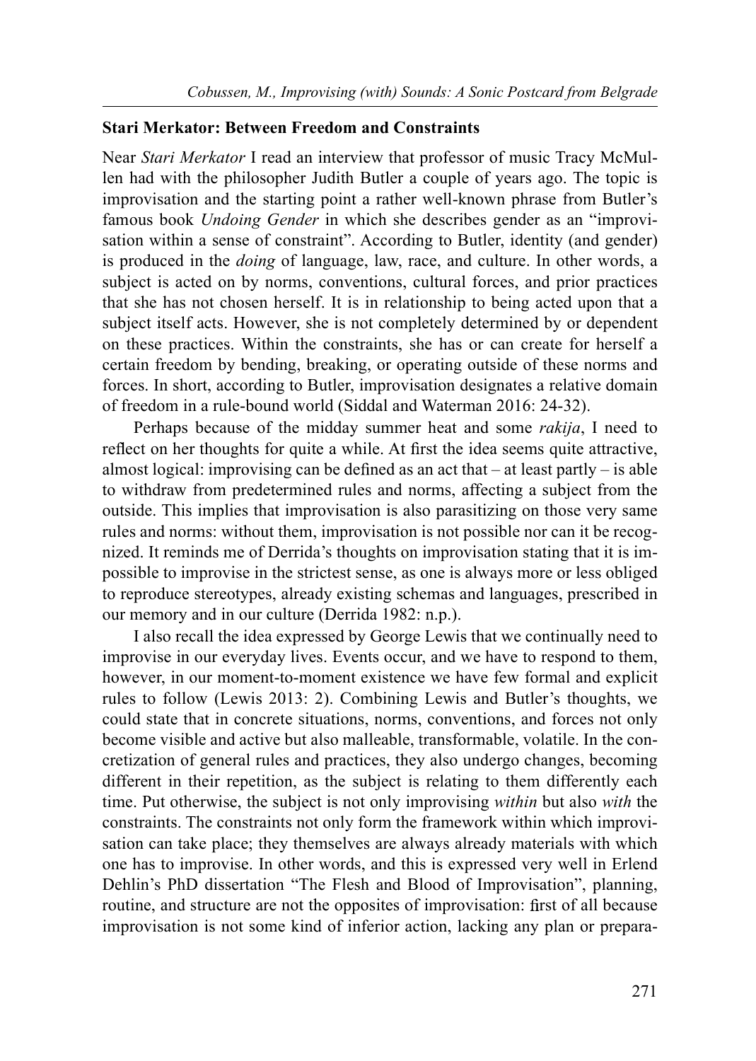### Stari Merkator: Between Freedom and Constraints

Near *Stari Merkator* I read an interview that professor of music Tracy McMullen had with the philosopher Judith Butler a couple of years ago. The topic is improvisation and the starting point a rather well-known phrase from Butler's famous book *Undoing Gender* in which she describes gender as an "improvisation within a sense of constraint". According to Butler, identity (and gender) is produced in the *doing* of language, law, race, and culture. In other words, a subject is acted on by norms, conventions, cultural forces, and prior practices that she has not chosen herself. It is in relationship to being acted upon that a subject itself acts. However, she is not completely determined by or dependent on these practices. Within the constraints, she has or can create for herself a certain freedom by bending, breaking, or operating outside of these norms and forces. In short, according to Butler, improvisation designates a relative domain of freedom in a rule-bound world (Siddal and Waterman 2016: 24-32).

Perhaps because of the midday summer heat and some *rakija*, I need to reflect on her thoughts for quite a while. At first the idea seems quite attractive, almost logical: improvising can be defined as an act that – at least partly – is able to withdraw from predetermined rules and norms, affecting a subject from the outside. This implies that improvisation is also parasitizing on those very same rules and norms: without them, improvisation is not possible nor can it be recognized. It reminds me of Derrida's thoughts on improvisation stating that it is impossible to improvise in the strictest sense, as one is always more or less obliged to reproduce stereotypes, already existing schemas and languages, prescribed in our memory and in our culture (Derrida 1982: n.p.).

I also recall the idea expressed by George Lewis that we continually need to improvise in our everyday lives. Events occur, and we have to respond to them, however, in our moment-to-moment existence we have few formal and explicit rules to follow (Lewis 2013: 2). Combining Lewis and Butler's thoughts, we could state that in concrete situations, norms, conventions, and forces not only become visible and active but also malleable, transformable, volatile. In the concretization of general rules and practices, they also undergo changes, becoming different in their repetition, as the subject is relating to them differently each time. Put otherwise, the subject is not only improvising *within* but also *with* the constraints. The constraints not only form the framework within which improvisation can take place; they themselves are always already materials with which one has to improvise. In other words, and this is expressed very well in Erlend Dehlin's PhD dissertation "The Flesh and Blood of Improvisation", planning, routine, and structure are not the opposites of improvisation: first of all because improvisation is not some kind of inferior action, lacking any plan or prepara-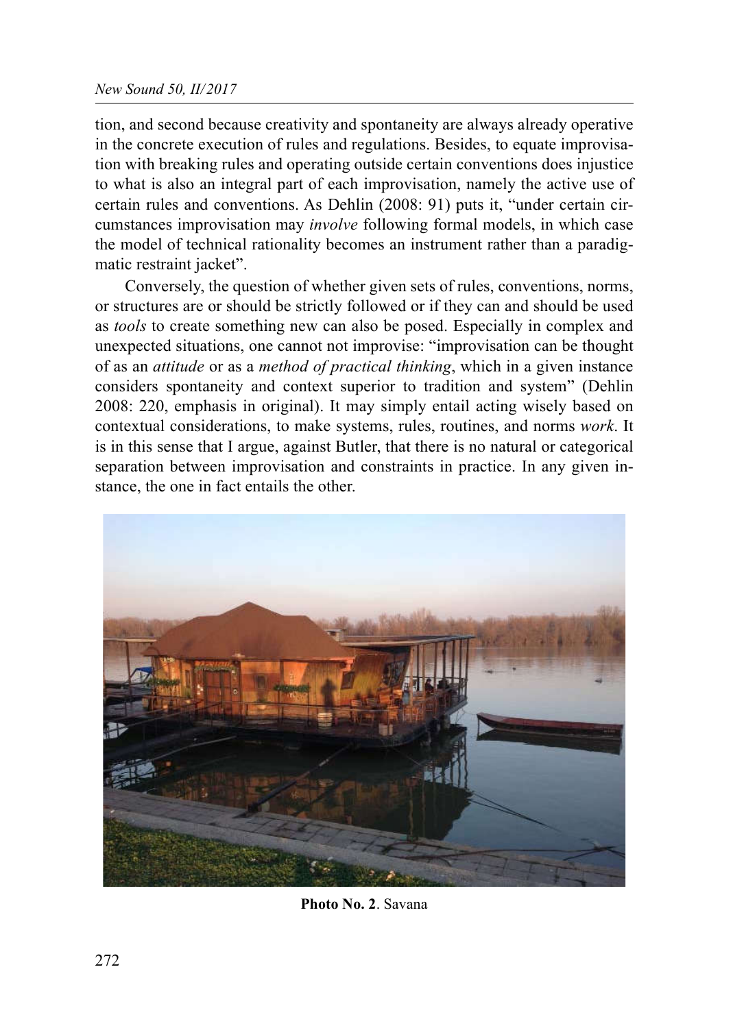tion, and second because creativity and spontaneity are always already operative in the concrete execution of rules and regulations. Besides, to equate improvisation with breaking rules and operating outside certain conventions does injustice to what is also an integral part of each improvisation, namely the active use of certain rules and conventions. As Dehlin (2008: 91) puts it, "under certain circumstances improvisation may *involve* following formal models, in which case the model of technical rationality becomes an instrument rather than a paradigmatic restraint jacket".

Conversely, the question of whether given sets of rules, conventions, norms, or structures are or should be strictly followed or if they can and should be used as *tools* to create something new can also be posed. Especially in complex and unexpected situations, one cannot not improvise: "improvisation can be thought of as an *attitude* or as a *method of practical thinking*, which in a given instance considers spontaneity and context superior to tradition and system" (Dehlin 2008: 220, emphasis in original). It may simply entail acting wisely based on contextual considerations, to make systems, rules, routines, and norms *work*. It is in this sense that I argue, against Butler, that there is no natural or categorical separation between improvisation and constraints in practice. In any given instance, the one in fact entails the other.

**Photo No. 2**. Savana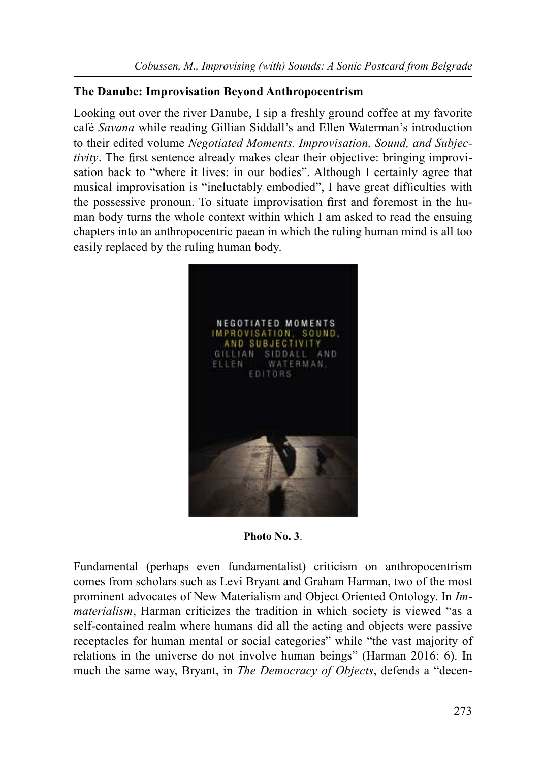**The Danube: Improvisation Beyond Anthropocentrism**

Looking out over the river Danube, I sip a freshly ground coffee at my favorite café *Savana* while reading Gillian Siddall's and Ellen Waterman's introduction to their edited volume *Negotiated Moments. Improvisation, Sound, and Subjectivity*. The first sentence already makes clear their objective: bringing improvisation back to "where it lives: in our bodies". Although I certainly agree that musical improvisation is "ineluctably embodied", I have great difficulties with the possessive pronoun. To situate improvisation first and foremost in the human body turns the whole context within which I am asked to read the ensuing chapters into an anthropocentric paean in which the ruling human mind is all too easily replaced by the ruling human body.

**Photo No. 3**.

Fundamental (perhaps even fundamentalist) criticism on anthropocentrism comes from scholars such as Levi Bryant and Graham Harman, two of the most prominent advocates of New Materialism and Object Oriented Ontology. In *Immaterialism*, Harman criticizes the tradition in which society is viewed "as a self-contained realm where humans did all the acting and objects were passive receptacles for human mental or social categories" while "the vast majority of relations in the universe do not involve human beings" (Harman 2016: 6). In much the same way, Bryant, in *The Democracy of Objects*, defends a "decen-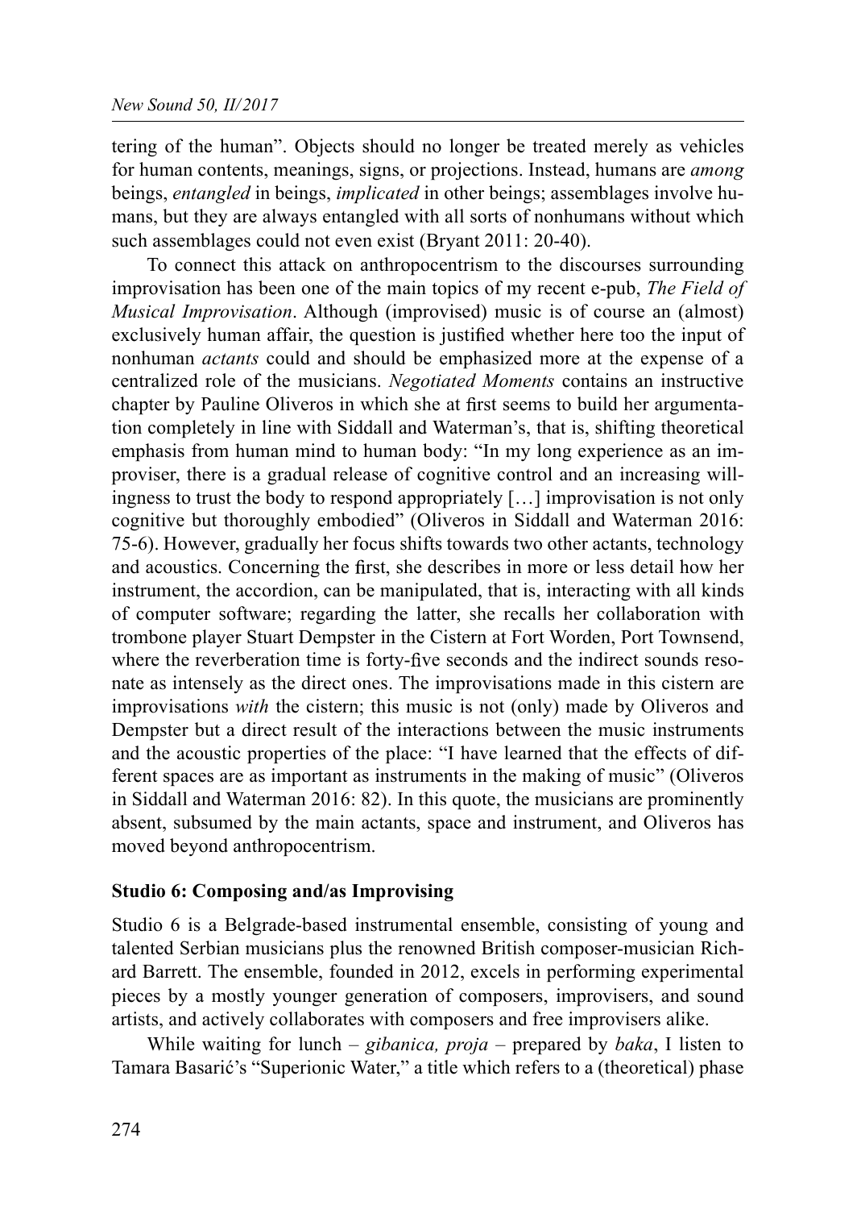tering of the human". Objects should no longer be treated merely as vehicles for human contents, meanings, signs, or projections. Instead, humans are *among* beings, *entangled* in beings, *implicated* in other beings; assemblages involve humans, but they are always entangled with all sorts of nonhumans without which such assemblages could not even exist (Bryant 2011: 20-40).

To connect this attack on anthropocentrism to the discourses surrounding improvisation has been one of the main topics of my recent e-pub, *The Field of Musical Improvisation*. Although (improvised) music is of course an (almost) exclusively human affair, the question is justified whether here too the input of nonhuman *actants* could and should be emphasized more at the expense of a centralized role of the musicians. *Negotiated Moments* contains an instructive chapter by Pauline Oliveros in which she at first seems to build her argumentation completely in line with Siddall and Waterman's, that is, shifting theoretical emphasis from human mind to human body: "In my long experience as an improviser, there is a gradual release of cognitive control and an increasing willingness to trust the body to respond appropriately […] improvisation is not only cognitive but thoroughly embodied" (Oliveros in Siddall and Waterman 2016: 75-6). However, gradually her focus shifts towards two other actants, technology and acoustics. Concerning the first, she describes in more or less detail how her instrument, the accordion, can be manipulated, that is, interacting with all kinds of computer software; regarding the latter, she recalls her collaboration with trombone player Stuart Dempster in the Cistern at Fort Worden, Port Townsend, where the reverberation time is forty-five seconds and the indirect sounds resonate as intensely as the direct ones. The improvisations made in this cistern are improvisations *with* the cistern; this music is not (only) made by Oliveros and Dempster but a direct result of the interactions between the music instruments and the acoustic properties of the place: "I have learned that the effects of different spaces are as important as instruments in the making of music" (Oliveros in Siddall and Waterman 2016: 82). In this quote, the musicians are prominently absent, subsumed by the main actants, space and instrument, and Oliveros has moved beyond anthropocentrism.

## Studio 6: Composing and/as Improvising

Studio 6 is a Belgrade-based instrumental ensemble, consisting of young and talented Serbian musicians plus the renowned British composer-musician Richard Barrett. The ensemble, founded in 2012, excels in performing experimental pieces by a mostly younger generation of composers, improvisers, and sound artists, and actively collaborates with composers and free improvisers alike.

While waiting for lunch – *gibanica, proja* – prepared by *baka*, I listen to Tamara Basarić's "Superionic Water," a title which refers to a (theoretical) phase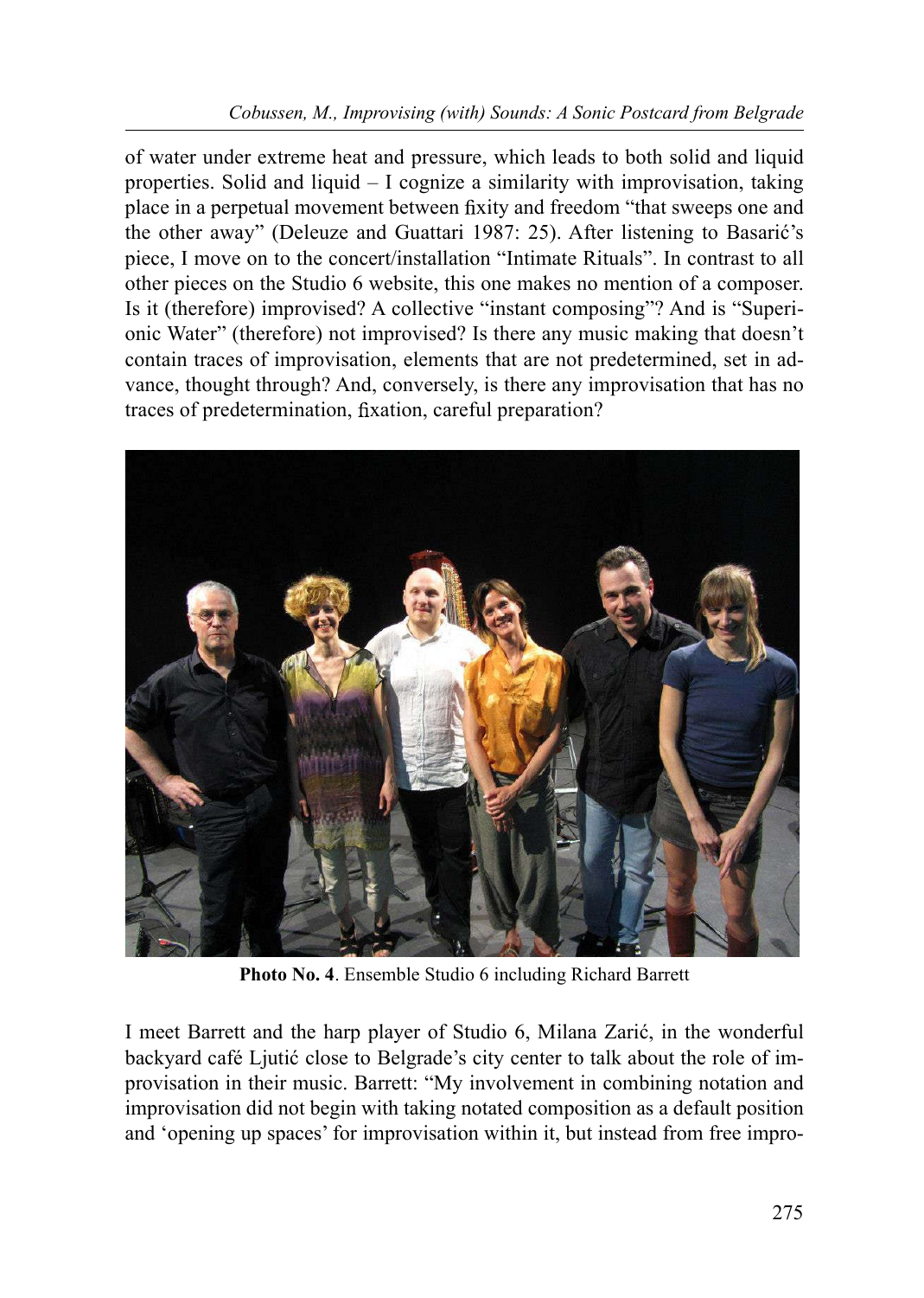of water under extreme heat and pressure, which leads to both solid and liquid properties. Solid and liquid – I cognize a similarity with improvisation, taking place in a perpetual movement between fixity and freedom "that sweeps one and the other away" (Deleuze and Guattari 1987: 25). After listening to Basarić's piece, I move on to the concert/installation "Intimate Rituals". In contrast to all other pieces on the Studio 6 website, this one makes no mention of a composer. Is it (therefore) improvised? A collective "instant composing"? And is "Superionic Water" (therefore) not improvised? Is there any music making that doesn't contain traces of improvisation, elements that are not predetermined, set in advance, thought through? And, conversely, is there any improvisation that has no traces of predetermination, fixation, careful preparation?

**Photo No. 4**. Ensemble Studio 6 including Richard Barrett

I meet Barrett and the harp player of Studio 6, Milana Zarić, in the wonderful backyard café Ljutić close to Belgrade's city center to talk about the role of improvisation in their music. Barrett: "My involvement in combining notation and improvisation did not begin with taking notated composition as a default position and 'opening up spaces' for improvisation within it, but instead from free impro-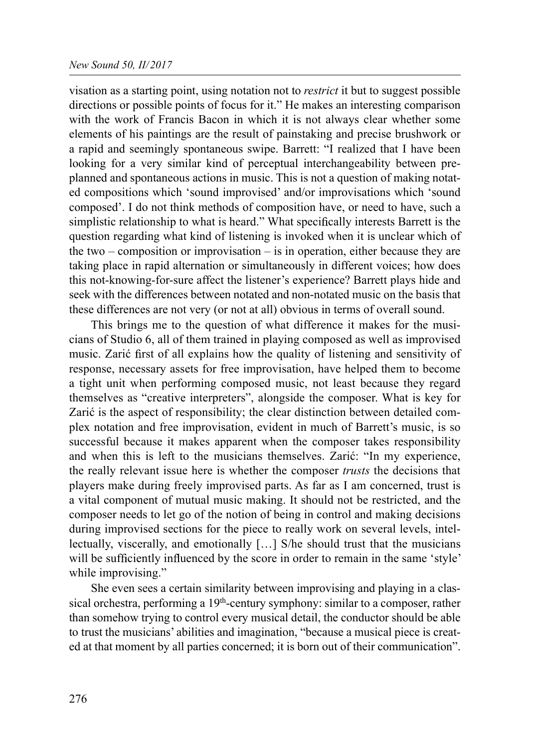visation as a starting point, using notation not to *restrict* it but to suggest possible directions or possible points of focus for it." He makes an interesting comparison with the work of Francis Bacon in which it is not always clear whether some elements of his paintings are the result of painstaking and precise brushwork or a rapid and seemingly spontaneous swipe. Barrett: "I realized that I have been looking for a very similar kind of perceptual interchangeability between preplanned and spontaneous actions in music. This is not a question of making notated compositions which 'sound improvised' and/or improvisations which 'sound composed'. I do not think methods of composition have, or need to have, such a simplistic relationship to what is heard." What specifically interests Barrett is the question regarding what kind of listening is invoked when it is unclear which of the two – composition or improvisation – is in operation, either because they are taking place in rapid alternation or simultaneously in different voices; how does this not-knowing-for-sure affect the listener's experience? Barrett plays hide and seek with the differences between notated and non-notated music on the basis that these differences are not very (or not at all) obvious in terms of overall sound.

This brings me to the question of what difference it makes for the musicians of Studio 6, all of them trained in playing composed as well as improvised music. Zarić first of all explains how the quality of listening and sensitivity of response, necessary assets for free improvisation, have helped them to become a tight unit when performing composed music, not least because they regard themselves as "creative interpreters", alongside the composer. What is key for Zarić is the aspect of responsibility; the clear distinction between detailed complex notation and free improvisation, evident in much of Barrett's music, is so successful because it makes apparent when the composer takes responsibility and when this is left to the musicians themselves. Zarić: "In my experience, the really relevant issue here is whether the composer *trusts* the decisions that players make during freely improvised parts. As far as I am concerned, trust is a vital component of mutual music making. It should not be restricted, and the composer needs to let go of the notion of being in control and making decisions during improvised sections for the piece to really work on several levels, intellectually, viscerally, and emotionally […] S/he should trust that the musicians will be sufficiently influenced by the score in order to remain in the same 'style' while improvising."

She even sees a certain similarity between improvising and playing in a classical orchestra, performing a 19th-century symphony: similar to a composer, rather than somehow trying to control every musical detail, the conductor should be able to trust the musicians' abilities and imagination, "because a musical piece is created at that moment by all parties concerned; it is born out of their communication".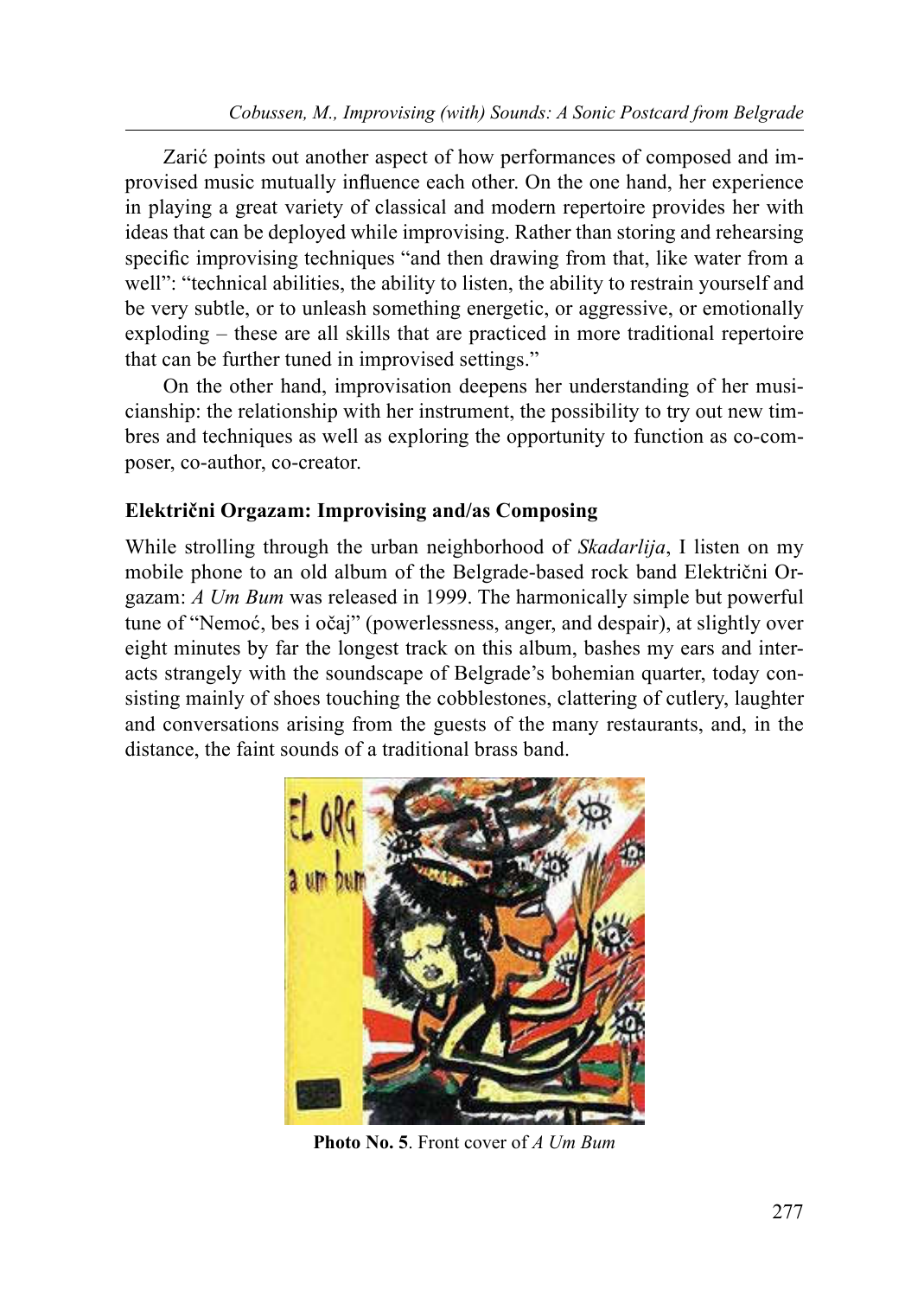Zarić points out another aspect of how performances of composed and improvised music mutually influence each other. On the one hand, her experience in playing a great variety of classical and modern repertoire provides her with ideas that can be deployed while improvising. Rather than storing and rehearsing specific improvising techniques "and then drawing from that, like water from a well": "technical abilities, the ability to listen, the ability to restrain yourself and be very subtle, or to unleash something energetic, or aggressive, or emotionally exploding – these are all skills that are practiced in more traditional repertoire that can be further tuned in improvised settings."

On the other hand, improvisation deepens her understanding of her musicianship: the relationship with her instrument, the possibility to try out new timbres and techniques as well as exploring the opportunity to function as co-composer, co-author, co-creator.

### Električni Orgazam: Improvising and/as Composing

While strolling through the urban neighborhood of *Skadarlija*, I listen on my mobile phone to an old album of the Belgrade-based rock band Električni Orgazam: *A Um Bum* was released in 1999. The harmonically simple but powerful tune of "Nemoć, bes i očaj" (powerlessness, anger, and despair), at slightly over eight minutes by far the longest track on this album, bashes my ears and interacts strangely with the soundscape of Belgrade's bohemian quarter, today consisting mainly of shoes touching the cobblestones, clattering of cutlery, laughter and conversations arising from the guests of the many restaurants, and, in the distance, the faint sounds of a traditional brass band.

**Photo No. 5**. Front cover of *A Um Bum*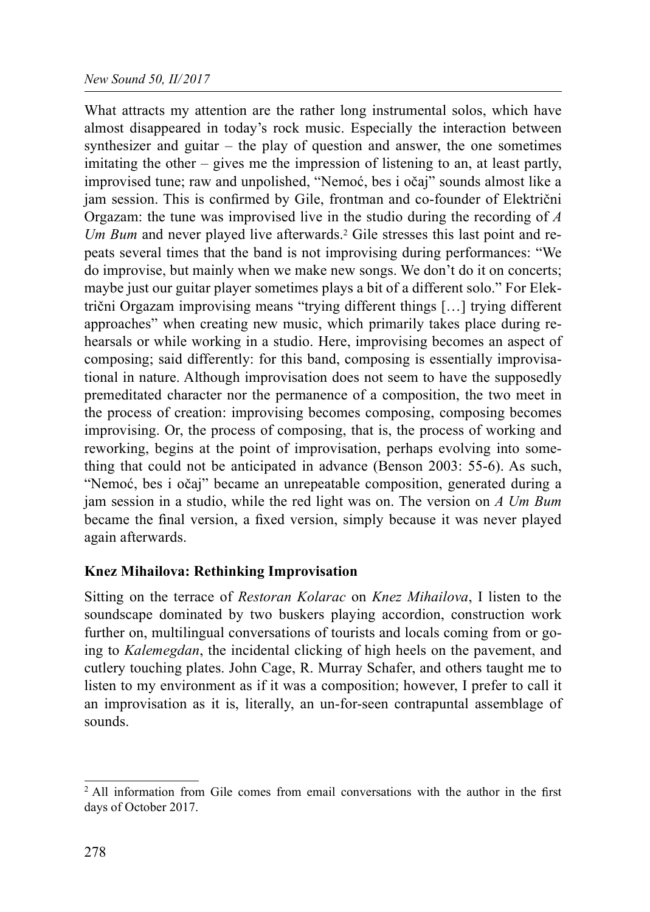What attracts my attention are the rather long instrumental solos, which have almost disappeared in today's rock music. Especially the interaction between synthesizer and guitar – the play of question and answer, the one sometimes imitating the other – gives me the impression of listening to an, at least partly, improvised tune; raw and unpolished, "Nemoć, bes i očaj" sounds almost like a jam session. This is confirmed by Gile, frontman and co-founder of Električni Orgazam: the tune was improvised live in the studio during the recording of *A Um Bum* and never played live afterwards.[2] Gile stresses this last point and repeats several times that the band is not improvising during performances: "We do improvise, but mainly when we make new songs. We don't do it on concerts; maybe just our guitar player sometimes plays a bit of a different solo." For Električni Orgazam improvising means "trying different things […] trying different approaches" when creating new music, which primarily takes place during rehearsals or while working in a studio. Here, improvising becomes an aspect of composing; said differently: for this band, composing is essentially improvisational in nature. Although improvisation does not seem to have the supposedly premeditated character nor the permanence of a composition, the two meet in the process of creation: improvising becomes composing, composing becomes improvising. Or, the process of composing, that is, the process of working and reworking, begins at the point of improvisation, perhaps evolving into something that could not be anticipated in advance (Benson 2003: 55-6). As such, "Nemoć, bes i očaj" became an unrepeatable composition, generated during a jam session in a studio, while the red light was on. The version on *A Um Bum* became the final version, a fixed version, simply because it was never played again afterwards.

## Knez Mihailova: Rethinking Improvisation

Sitting on the terrace of *Restoran Kolarac* on *Knez Mihailova*, I listen to the soundscape dominated by two buskers playing accordion, construction work further on, multilingual conversations of tourists and locals coming from or going to *Kalemegdan*, the incidental clicking of high heels on the pavement, and cutlery touching plates. John Cage, R. Murray Schafer, and others taught me to listen to my environment as if it was a composition; however, I prefer to call it an improvisation as it is, literally, an un-for-seen contrapuntal assemblage of sounds.

---

[2] All information from Gile comes from email conversations with the author in the first days of October 2017.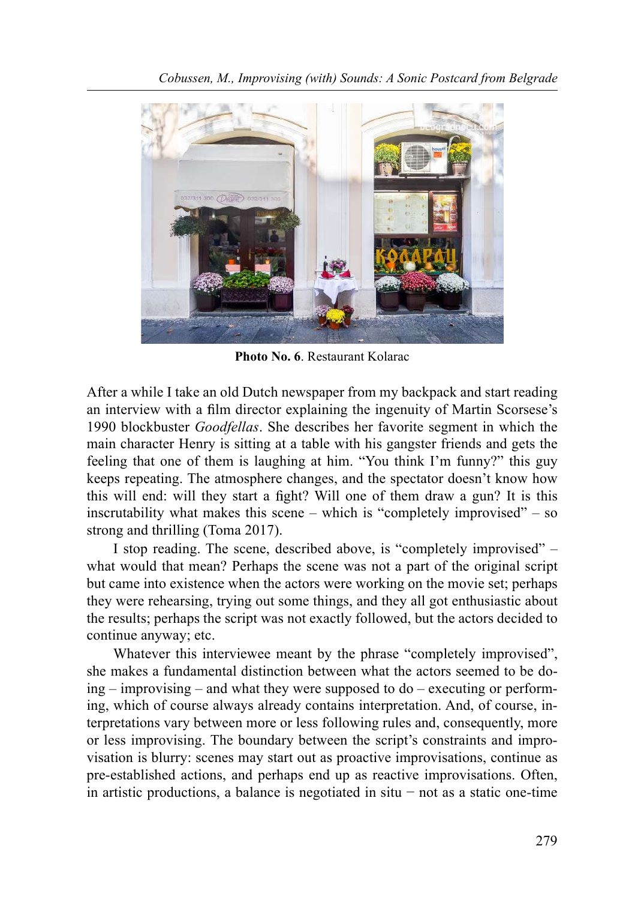**Photo No. 6**. Restaurant Kolarac

After a while I take an old Dutch newspaper from my backpack and start reading an interview with a film director explaining the ingenuity of Martin Scorsese's 1990 blockbuster *Goodfellas*. She describes her favorite segment in which the main character Henry is sitting at a table with his gangster friends and gets the feeling that one of them is laughing at him. "You think I'm funny?" this guy keeps repeating. The atmosphere changes, and the spectator doesn't know how this will end: will they start a fight? Will one of them draw a gun? It is this inscrutability what makes this scene – which is "completely improvised" – so strong and thrilling (Toma 2017).

I stop reading. The scene, described above, is "completely improvised" – what would that mean? Perhaps the scene was not a part of the original script but came into existence when the actors were working on the movie set; perhaps they were rehearsing, trying out some things, and they all got enthusiastic about the results; perhaps the script was not exactly followed, but the actors decided to continue anyway; etc.

Whatever this interviewee meant by the phrase "completely improvised", she makes a fundamental distinction between what the actors seemed to be doing – improvising – and what they were supposed to do – executing or performing, which of course always already contains interpretation. And, of course, interpretations vary between more or less following rules and, consequently, more or less improvising. The boundary between the script's constraints and improvisation is blurry: scenes may start out as proactive improvisations, continue as pre-established actions, and perhaps end up as reactive improvisations. Often, in artistic productions, a balance is negotiated in situ − not as a static one-time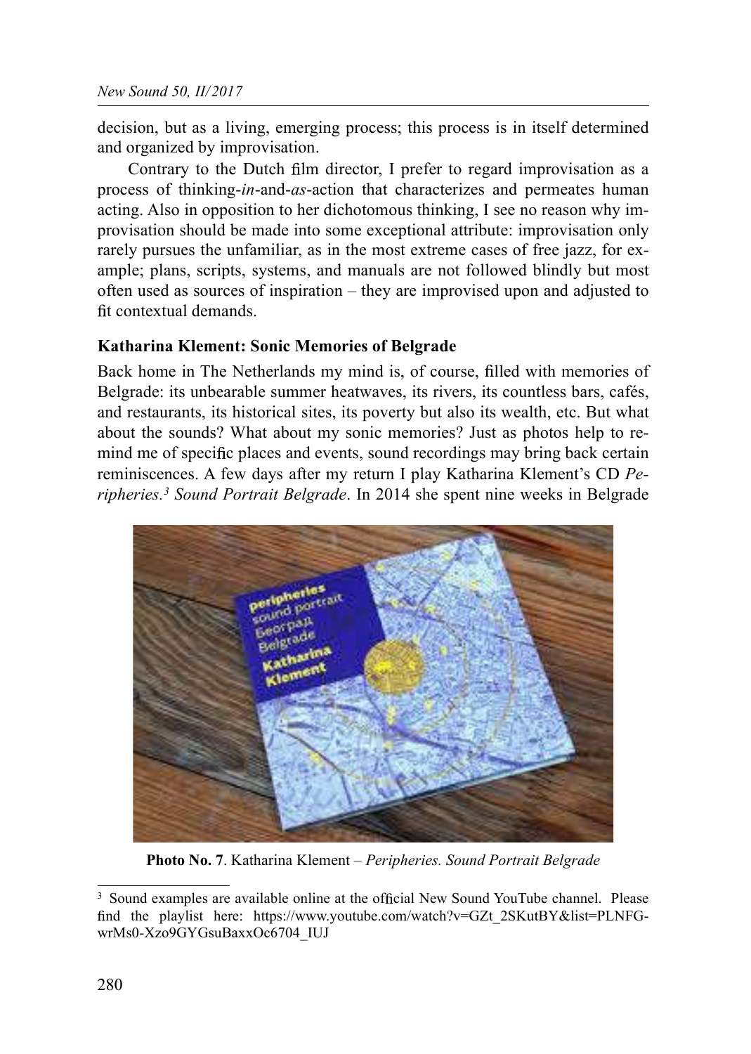decision, but as a living, emerging process; this process is in itself determined and organized by improvisation.

Contrary to the Dutch film director, I prefer to regard improvisation as a process of thinking-*in*-and-*as*-action that characterizes and permeates human acting. Also in opposition to her dichotomous thinking, I see no reason why improvisation should be made into some exceptional attribute: improvisation only rarely pursues the unfamiliar, as in the most extreme cases of free jazz, for example; plans, scripts, systems, and manuals are not followed blindly but most often used as sources of inspiration – they are improvised upon and adjusted to fit contextual demands.

### Katharina Klement: Sonic Memories of Belgrade

Back home in The Netherlands my mind is, of course, filled with memories of Belgrade: its unbearable summer heatwaves, its rivers, its countless bars, cafés, and restaurants, its historical sites, its poverty but also its wealth, etc. But what about the sounds? What about my sonic memories? Just as photos help to remind me of specific places and events, sound recordings may bring back certain reminiscences. A few days after my return I play Katharina Klement's CD *Peripheries.*[3] *Sound Portrait Belgrade*. In 2014 she spent nine weeks in Belgrade

**Photo No. 7**. Katharina Klement – *Peripheries. Sound Portrait Belgrade*

[3] Sound examples are available online at the official New Sound YouTube channel. Please find the playlist here: https://www.youtube.com/watch?v=GZt_2SKutBY&list=PLNFG-wrMs0-Xzo9GYGsuBaxxOc6704_IUJ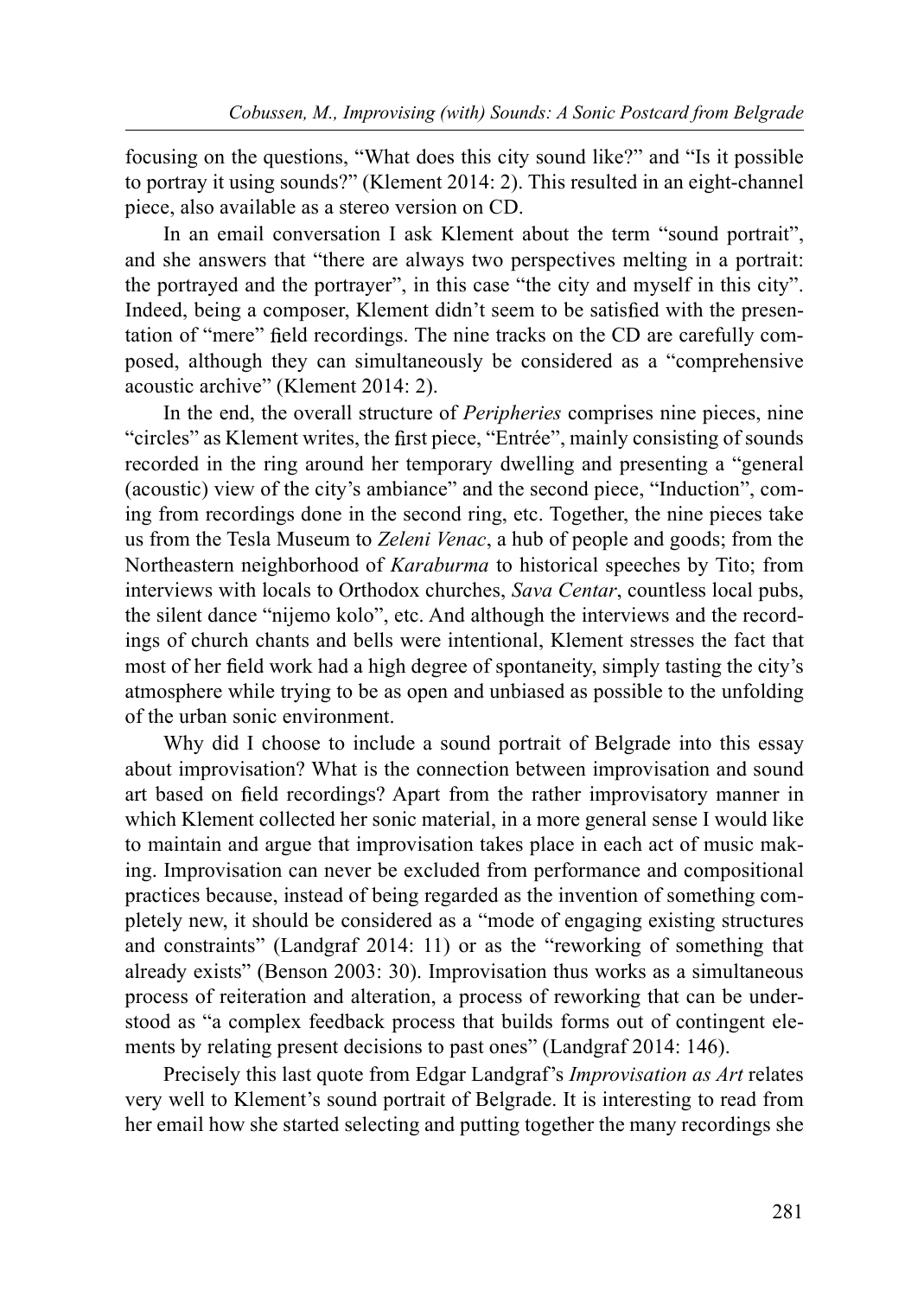focusing on the questions, "What does this city sound like?" and "Is it possible to portray it using sounds?" (Klement 2014: 2). This resulted in an eight-channel piece, also available as a stereo version on CD.

In an email conversation I ask Klement about the term "sound portrait", and she answers that "there are always two perspectives melting in a portrait: the portrayed and the portrayer", in this case "the city and myself in this city". Indeed, being a composer, Klement didn't seem to be satisfied with the presentation of "mere" field recordings. The nine tracks on the CD are carefully composed, although they can simultaneously be considered as a "comprehensive acoustic archive" (Klement 2014: 2).

In the end, the overall structure of *Peripheries* comprises nine pieces, nine "circles" as Klement writes, the first piece, "Entrée", mainly consisting of sounds recorded in the ring around her temporary dwelling and presenting a "general (acoustic) view of the city's ambiance" and the second piece, "Induction", coming from recordings done in the second ring, etc. Together, the nine pieces take us from the Tesla Museum to *Zeleni Venac*, a hub of people and goods; from the Northeastern neighborhood of *Karaburma* to historical speeches by Tito; from interviews with locals to Orthodox churches, *Sava Centar*, countless local pubs, the silent dance "nijemo kolo", etc. And although the interviews and the recordings of church chants and bells were intentional, Klement stresses the fact that most of her field work had a high degree of spontaneity, simply tasting the city's atmosphere while trying to be as open and unbiased as possible to the unfolding of the urban sonic environment.

Why did I choose to include a sound portrait of Belgrade into this essay about improvisation? What is the connection between improvisation and sound art based on field recordings? Apart from the rather improvisatory manner in which Klement collected her sonic material, in a more general sense I would like to maintain and argue that improvisation takes place in each act of music making. Improvisation can never be excluded from performance and compositional practices because, instead of being regarded as the invention of something completely new, it should be considered as a "mode of engaging existing structures and constraints" (Landgraf 2014: 11) or as the "reworking of something that already exists" (Benson 2003: 30). Improvisation thus works as a simultaneous process of reiteration and alteration, a process of reworking that can be understood as "a complex feedback process that builds forms out of contingent elements by relating present decisions to past ones" (Landgraf 2014: 146).

Precisely this last quote from Edgar Landgraf's *Improvisation as Art* relates very well to Klement's sound portrait of Belgrade. It is interesting to read from her email how she started selecting and putting together the many recordings she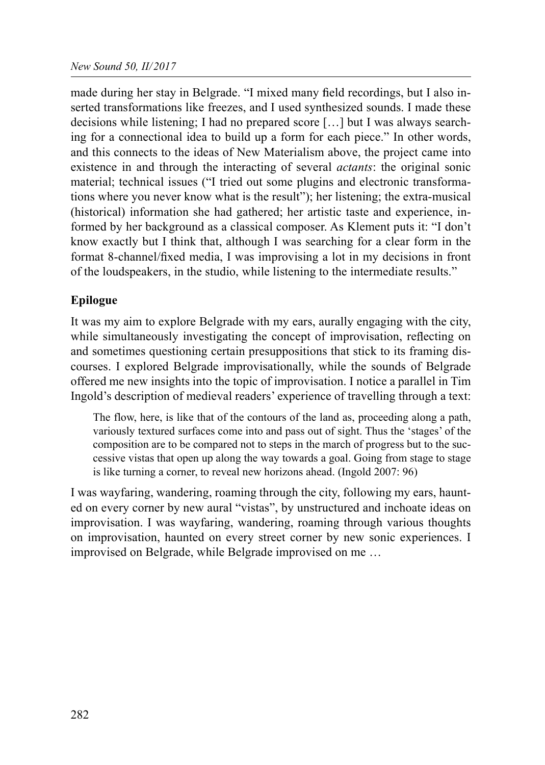made during her stay in Belgrade. "I mixed many field recordings, but I also inserted transformations like freezes, and I used synthesized sounds. I made these decisions while listening; I had no prepared score […] but I was always searching for a connectional idea to build up a form for each piece." In other words, and this connects to the ideas of New Materialism above, the project came into existence in and through the interacting of several *actants*: the original sonic material; technical issues ("I tried out some plugins and electronic transformations where you never know what is the result"); her listening; the extra-musical (historical) information she had gathered; her artistic taste and experience, informed by her background as a classical composer. As Klement puts it: "I don't know exactly but I think that, although I was searching for a clear form in the format 8-channel/fixed media, I was improvising a lot in my decisions in front of the loudspeakers, in the studio, while listening to the intermediate results."

**Epilogue**

It was my aim to explore Belgrade with my ears, aurally engaging with the city, while simultaneously investigating the concept of improvisation, reflecting on and sometimes questioning certain presuppositions that stick to its framing discourses. I explored Belgrade improvisationally, while the sounds of Belgrade offered me new insights into the topic of improvisation. I notice a parallel in Tim Ingold's description of medieval readers' experience of travelling through a text:

> The flow, here, is like that of the contours of the land as, proceeding along a path, variously textured surfaces come into and pass out of sight. Thus the 'stages' of the composition are to be compared not to steps in the march of progress but to the successive vistas that open up along the way towards a goal. Going from stage to stage is like turning a corner, to reveal new horizons ahead. (Ingold 2007: 96)

I was wayfaring, wandering, roaming through the city, following my ears, haunted on every corner by new aural "vistas", by unstructured and inchoate ideas on improvisation. I was wayfaring, wandering, roaming through various thoughts on improvisation, haunted on every street corner by new sonic experiences. I improvised on Belgrade, while Belgrade improvised on me …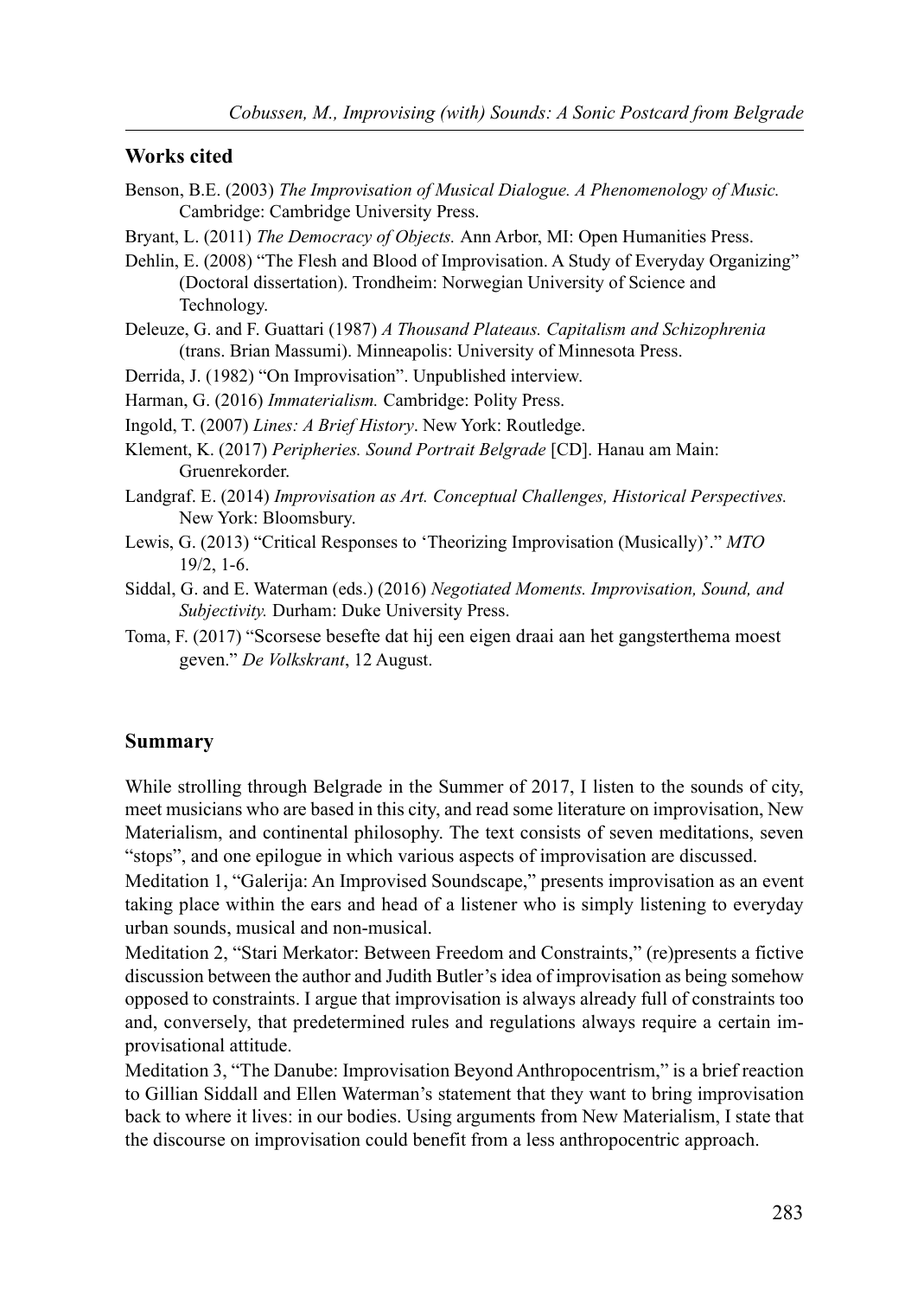## Works cited

Benson, B.E. (2003) *The Improvisation of Musical Dialogue. A Phenomenology of Music.* Cambridge: Cambridge University Press.

Bryant, L. (2011) *The Democracy of Objects.* Ann Arbor, MI: Open Humanities Press.

Dehlin, E. (2008) "The Flesh and Blood of Improvisation. A Study of Everyday Organizing" (Doctoral dissertation). Trondheim: Norwegian University of Science and Technology.

Deleuze, G. and F. Guattari (1987) *A Thousand Plateaus. Capitalism and Schizophrenia* (trans. Brian Massumi). Minneapolis: University of Minnesota Press.

Derrida, J. (1982) "On Improvisation". Unpublished interview.

Harman, G. (2016) *Immaterialism.* Cambridge: Polity Press.

Ingold, T. (2007) *Lines: A Brief History*. New York: Routledge.

Klement, K. (2017) *Peripheries. Sound Portrait Belgrade* [CD]. Hanau am Main: Gruenrekorder.

Landgraf. E. (2014) *Improvisation as Art. Conceptual Challenges, Historical Perspectives.* New York: Bloomsbury.

Lewis, G. (2013) "Critical Responses to 'Theorizing Improvisation (Musically)'." *MTO* 19/2, 1-6.

Siddal, G. and E. Waterman (eds.) (2016) *Negotiated Moments. Improvisation, Sound, and Subjectivity.* Durham: Duke University Press.

Toma, F. (2017) "Scorsese besefte dat hij een eigen draai aan het gangsterthema moest geven." *De Volkskrant*, 12 August.

## Summary

While strolling through Belgrade in the Summer of 2017, I listen to the sounds of city, meet musicians who are based in this city, and read some literature on improvisation, New Materialism, and continental philosophy. The text consists of seven meditations, seven "stops", and one epilogue in which various aspects of improvisation are discussed.

Meditation 1, "Galerija: An Improvised Soundscape," presents improvisation as an event taking place within the ears and head of a listener who is simply listening to everyday urban sounds, musical and non-musical.

Meditation 2, "Stari Merkator: Between Freedom and Constraints," (re)presents a fictive discussion between the author and Judith Butler's idea of improvisation as being somehow opposed to constraints. I argue that improvisation is always already full of constraints too and, conversely, that predetermined rules and regulations always require a certain improvisational attitude.

Meditation 3, "The Danube: Improvisation Beyond Anthropocentrism," is a brief reaction to Gillian Siddall and Ellen Waterman's statement that they want to bring improvisation back to where it lives: in our bodies. Using arguments from New Materialism, I state that the discourse on improvisation could benefit from a less anthropocentric approach.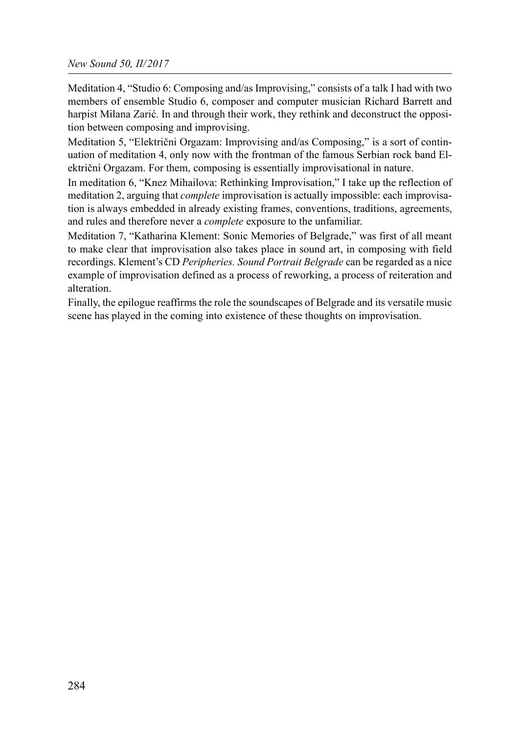Meditation 4, "Studio 6: Composing and/as Improvising," consists of a talk I had with two members of ensemble Studio 6, composer and computer musician Richard Barrett and harpist Milana Zarić. In and through their work, they rethink and deconstruct the opposition between composing and improvising.

Meditation 5, "Električni Orgazam: Improvising and/as Composing," is a sort of continuation of meditation 4, only now with the frontman of the famous Serbian rock band Električni Orgazam. For them, composing is essentially improvisational in nature.

In meditation 6, "Knez Mihailova: Rethinking Improvisation," I take up the reflection of meditation 2, arguing that *complete* improvisation is actually impossible: each improvisation is always embedded in already existing frames, conventions, traditions, agreements, and rules and therefore never a *complete* exposure to the unfamiliar.

Meditation 7, "Katharina Klement: Sonic Memories of Belgrade," was first of all meant to make clear that improvisation also takes place in sound art, in composing with field recordings. Klement's CD *Peripheries. Sound Portrait Belgrade* can be regarded as a nice example of improvisation defined as a process of reworking, a process of reiteration and alteration.

Finally, the epilogue reaffirms the role the soundscapes of Belgrade and its versatile music scene has played in the coming into existence of these thoughts on improvisation.